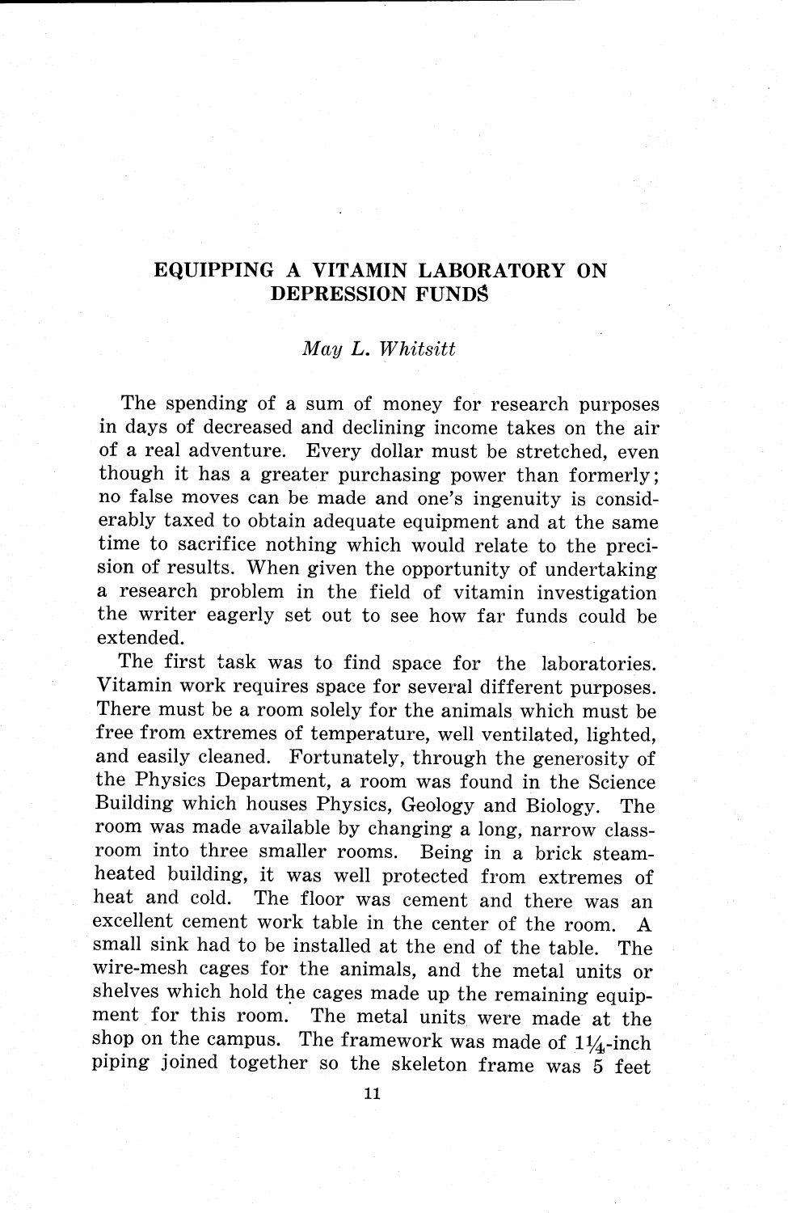# EQUIPPING A VITAMIN LABORATORY ON DEPRESSION FUNDS

*May L. Whitsitt*

The spending of a sum of money for research purposes in days of decreased and declining income takes on the air of a real adventure. Every dollar must be stretched, even though it has a greater purchasing power than formerly; no false moves can be made and one's ingenuity is considerably taxed to obtain adequate equipment and at the same time to sacrifice nothing which would relate to the precision of results. When given the opportunity of undertaking a research problem in the field of vitamin investigation the writer eagerly set out to see how far funds could be extended.

The first task was to find space for the laboratories. Vitamin work requires space for several different purposes. There must be a room solely for the animals which must be free from extremes of temperature, well ventilated, lighted, and easily cleaned. Fortunately, through the generosity of the Physics Department, a room was found in the Science Building which houses Physics, Geology and Biology. The room was made available by changing a long, narrow classroom into three smaller rooms. Being in a brick steam-heated building, it was well protected from extremes of heat and cold. The floor was cement and there was an excellent cement work table in the center of the room. A small sink had to be installed at the end of the table. The wire-mesh cages for the animals, and the metal units or shelves which hold the cages made up the remaining equipment for this room. The metal units were made at the shop on the campus. The framework was made of 1¼-inch piping joined together so the skeleton frame was 5 feet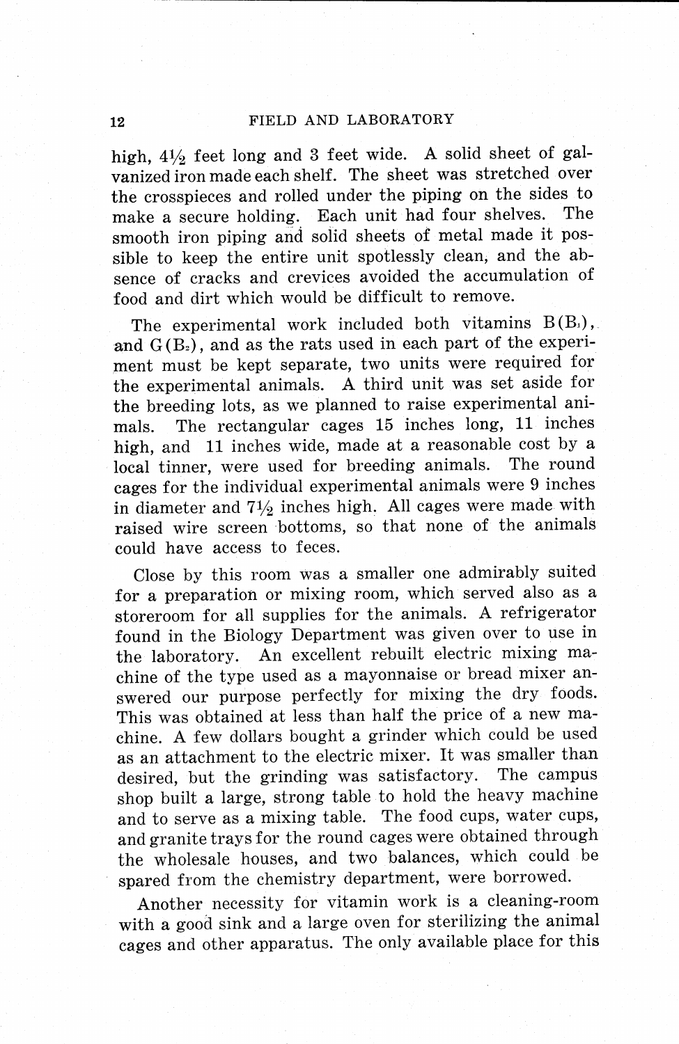high, 4½ feet long and 3 feet wide. A solid sheet of galvanized iron made each shelf. The sheet was stretched over the crosspieces and rolled under the piping on the sides to make a secure holding. Each unit had four shelves. The smooth iron piping and solid sheets of metal made it possible to keep the entire unit spotlessly clean, and the absence of cracks and crevices avoided the accumulation of food and dirt which would be difficult to remove.

The experimental work included both vitamins B($B_1$), and G($B_2$), and as the rats used in each part of the experiment must be kept separate, two units were required for the experimental animals. A third unit was set aside for the breeding lots, as we planned to raise experimental animals. The rectangular cages 15 inches long, 11 inches high, and 11 inches wide, made at a reasonable cost by a local tinner, were used for breeding animals. The round cages for the individual experimental animals were 9 inches in diameter and 7½ inches high. All cages were made with raised wire screen bottoms, so that none of the animals could have access to feces.

Close by this room was a smaller one admirably suited for a preparation or mixing room, which served also as a storeroom for all supplies for the animals. A refrigerator found in the Biology Department was given over to use in the laboratory. An excellent rebuilt electric mixing machine of the type used as a mayonnaise or bread mixer answered our purpose perfectly for mixing the dry foods. This was obtained at less than half the price of a new machine. A few dollars bought a grinder which could be used as an attachment to the electric mixer. It was smaller than desired, but the grinding was satisfactory. The campus shop built a large, strong table to hold the heavy machine and to serve as a mixing table. The food cups, water cups, and granite trays for the round cages were obtained through the wholesale houses, and two balances, which could be spared from the chemistry department, were borrowed.

Another necessity for vitamin work is a cleaning-room with a good sink and a large oven for sterilizing the animal cages and other apparatus. The only available place for this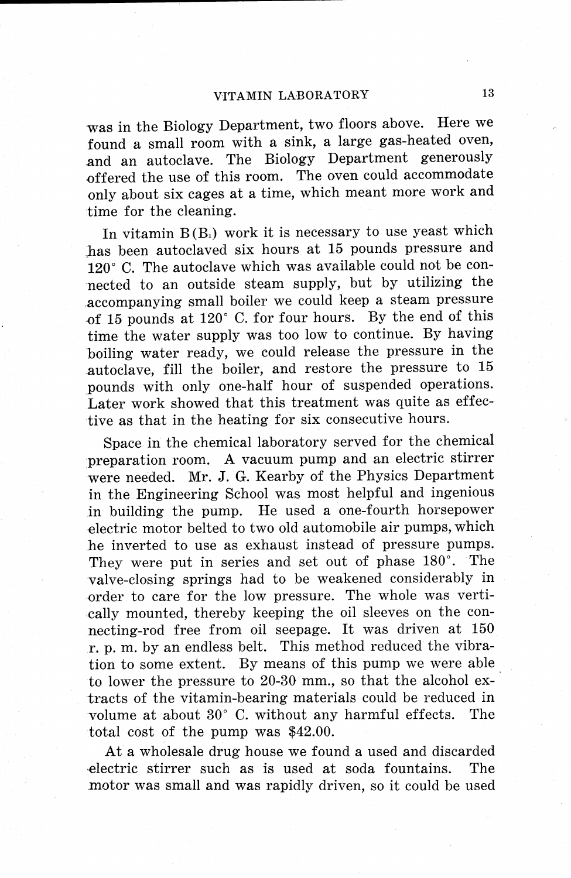was in the Biology Department, two floors above. Here we found a small room with a sink, a large gas-heated oven, and an autoclave. The Biology Department generously offered the use of this room. The oven could accommodate only about six cages at a time, which meant more work and time for the cleaning.

In vitamin B($B_1$) work it is necessary to use yeast which has been autoclaved six hours at 15 pounds pressure and 120° C. The autoclave which was available could not be connected to an outside steam supply, but by utilizing the accompanying small boiler we could keep a steam pressure of 15 pounds at 120° C. for four hours. By the end of this time the water supply was too low to continue. By having boiling water ready, we could release the pressure in the autoclave, fill the boiler, and restore the pressure to 15 pounds with only one-half hour of suspended operations. Later work showed that this treatment was quite as effective as that in the heating for six consecutive hours.

Space in the chemical laboratory served for the chemical preparation room. A vacuum pump and an electric stirrer were needed. Mr. J. G. Kearby of the Physics Department in the Engineering School was most helpful and ingenious in building the pump. He used a one-fourth horsepower electric motor belted to two old automobile air pumps, which he inverted to use as exhaust instead of pressure pumps. They were put in series and set out of phase 180°. The valve-closing springs had to be weakened considerably in order to care for the low pressure. The whole was vertically mounted, thereby keeping the oil sleeves on the connecting-rod free from oil seepage. It was driven at 150 r. p. m. by an endless belt. This method reduced the vibration to some extent. By means of this pump we were able to lower the pressure to 20-30 mm., so that the alcohol extracts of the vitamin-bearing materials could be reduced in volume at about 30° C. without any harmful effects. The total cost of the pump was $42.00.

At a wholesale drug house we found a used and discarded electric stirrer such as is used at soda fountains. The motor was small and was rapidly driven, so it could be used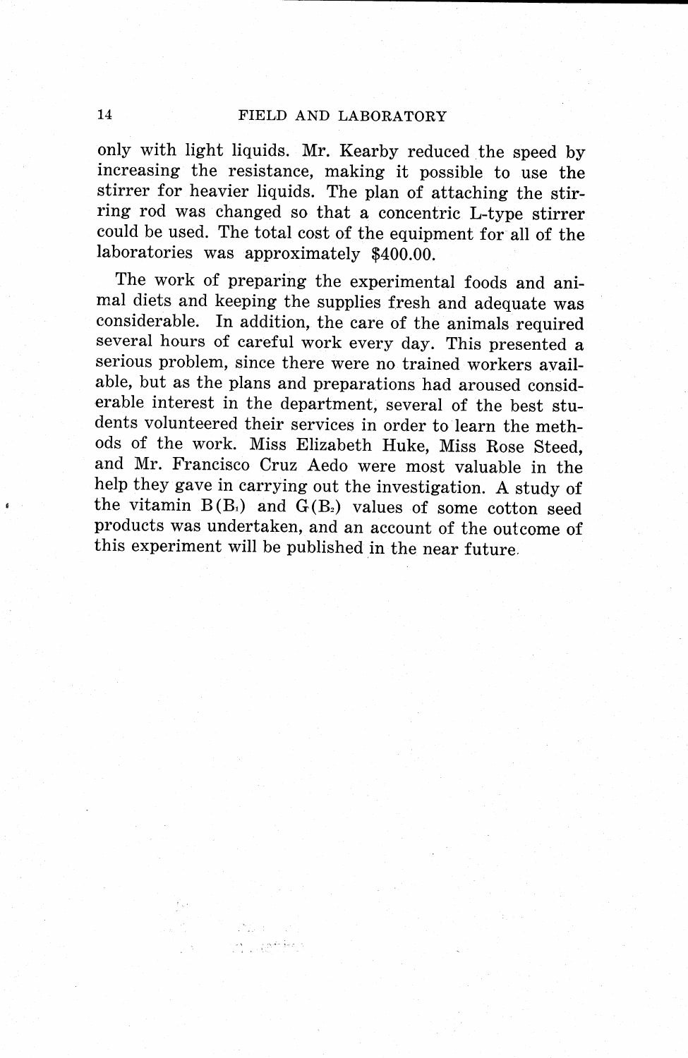only with light liquids. Mr. Kearby reduced the speed by increasing the resistance, making it possible to use the stirrer for heavier liquids. The plan of attaching the stirring rod was changed so that a concentric L-type stirrer could be used. The total cost of the equipment for all of the laboratories was approximately $400.00.

The work of preparing the experimental foods and animal diets and keeping the supplies fresh and adequate was considerable. In addition, the care of the animals required several hours of careful work every day. This presented a serious problem, since there were no trained workers available, but as the plans and preparations had aroused considerable interest in the department, several of the best students volunteered their services in order to learn the methods of the work. Miss Elizabeth Huke, Miss Rose Steed, and Mr. Francisco Cruz Aedo were most valuable in the help they gave in carrying out the investigation. A study of the vitamin B($B_1$) and G($B_2$) values of some cotton seed products was undertaken, and an account of the outcome of this experiment will be published in the near future.